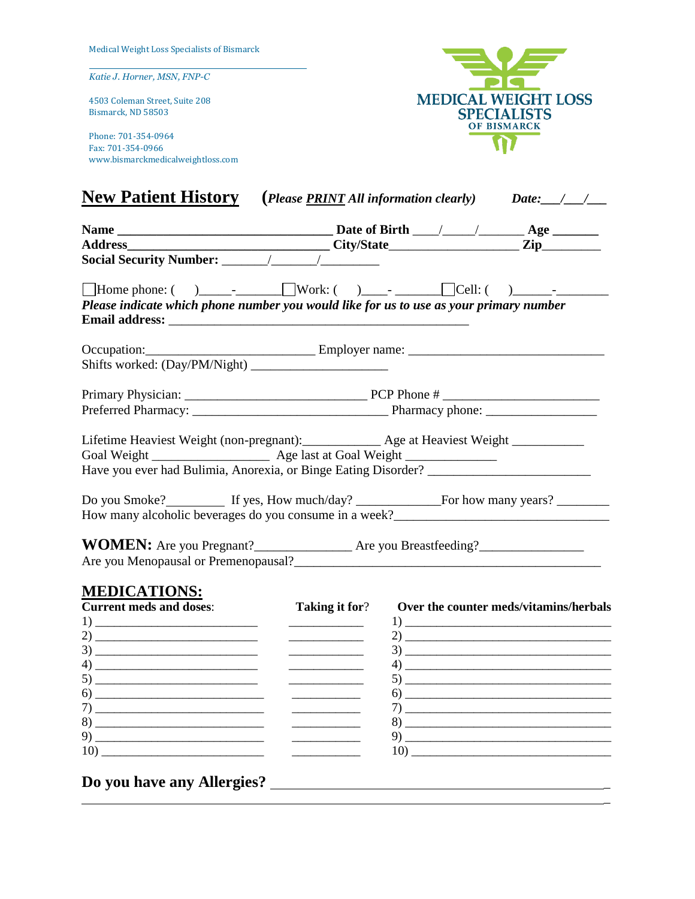Medical Weight Loss Specialists of Bismarck

*Katie J. Horner, MSN, FNP-C*

4503 Coleman Street, Suite 208
Bismarck, ND 58503

Phone: 701-354-0964
Fax: 701-354-0966
www.bismarckmedicalweightloss.com

MEDICAL WEIGHT LOSS SPECIALISTS OF BISMARCK

# New Patient History

(*Please PRINT All information clearly*) ***Date:___/___/___***

**Name** ________________________________ **Date of Birth** ____/_____/_______ **Age** _______
**Address**______________________________ **City/State**____________________ **Zip**_________
**Social Security Number:** _______/_______/_________

☐Home phone: (   )_____-_______ ☐Work: (   )____- _______ ☐Cell: (   )______-________
***Please indicate which phone number you would like for us to use as your primary number***
**Email address:** ______________________________________________

Occupation:_________________________ Employer name: ______________________________
Shifts worked: (Day/PM/Night) _____________________

Primary Physician: ____________________________ PCP Phone # ________________________
Preferred Pharmacy: ______________________________ Pharmacy phone: _________________

Lifetime Heaviest Weight (non-pregnant):____________ Age at Heaviest Weight ___________
Goal Weight __________________ Age last at Goal Weight ______________
Have you ever had Bulimia, Anorexia, or Binge Eating Disorder? _________________________

Do you Smoke?_________ If yes, How much/day? _____________For how many years? ________
How many alcoholic beverages do you consume in a week?__________________________________

**WOMEN:** Are you Pregnant?_______________ Are you Breastfeeding?________________
Are you Menopausal or Premenopausal?_________________________________________________

## MEDICATIONS:

| Current meds and doses: | Taking it for? | Over the counter meds/vitamins/herbals |
|---|---|---|
| 1) | | 1) |
| 2) | | 2) |
| 3) | | 3) |
| 4) | | 4) |
| 5) | | 5) |
| 6) | | 6) |
| 7) | | 7) |
| 8) | | 8) |
| 9) | | 9) |
| 10) | | 10) |

**Do you have any Allergies?** ______________________________________________
_________________________________________________________________________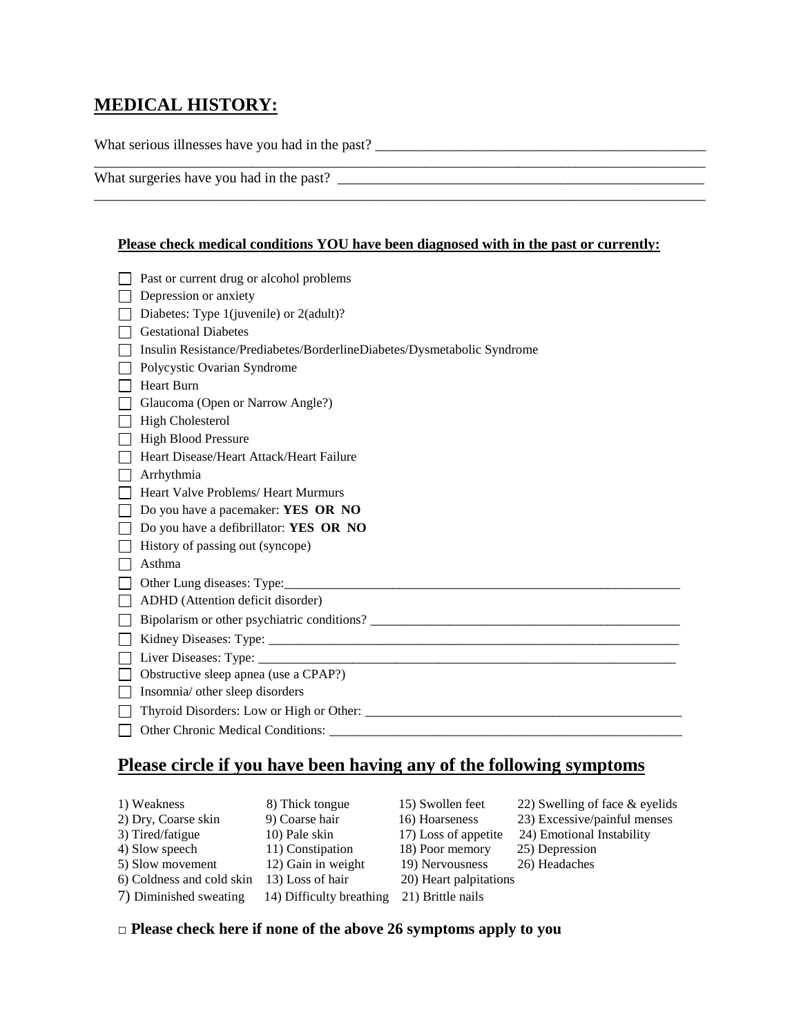## MEDICAL HISTORY:

What serious illnesses have you had in the past? ______________________________________________

_____________________________________________________________________________________

What surgeries have you had in the past? ____________________________________________________

_____________________________________________________________________________________

**Please check medical conditions YOU have been diagnosed with in the past or currently:**

- ☐ Past or current drug or alcohol problems
- ☐ Depression or anxiety
- ☐ Diabetes: Type 1(juvenile) or 2(adult)?
- ☐ Gestational Diabetes
- ☐ Insulin Resistance/Prediabetes/BorderlineDiabetes/Dysmetabolic Syndrome
- ☐ Polycystic Ovarian Syndrome
- ☐ Heart Burn
- ☐ Glaucoma (Open or Narrow Angle?)
- ☐ High Cholesterol
- ☐ High Blood Pressure
- ☐ Heart Disease/Heart Attack/Heart Failure
- ☐ Arrhythmia
- ☐ Heart Valve Problems/ Heart Murmurs
- ☐ Do you have a pacemaker: **YES OR NO**
- ☐ Do you have a defibrillator: **YES OR NO**
- ☐ History of passing out (syncope)
- ☐ Asthma
- ☐ Other Lung diseases: Type:____________________________________________________________
- ☐ ADHD (Attention deficit disorder)
- ☐ Bipolarism or other psychiatric conditions? _______________________________________________
- ☐ Kidney Diseases: Type: ______________________________________________________________
- ☐ Liver Diseases: Type: _______________________________________________________________
- ☐ Obstructive sleep apnea (use a CPAP?)
- ☐ Insomnia/ other sleep disorders
- ☐ Thyroid Disorders: Low or High or Other: ________________________________________________
- ☐ Other Chronic Medical Conditions: _____________________________________________________

## Please circle if you have been having any of the following symptoms

1) Weakness
2) Dry, Coarse skin
3) Tired/fatigue
4) Slow speech
5) Slow movement
6) Coldness and cold skin
7) Diminished sweating
8) Thick tongue
9) Coarse hair
10) Pale skin
11) Constipation
12) Gain in weight
13) Loss of hair
14) Difficulty breathing
15) Swollen feet
16) Hoarseness
17) Loss of appetite
18) Poor memory
19) Nervousness
20) Heart palpitations
21) Brittle nails
22) Swelling of face & eyelids
23) Excessive/painful menses
24) Emotional Instability
25) Depression
26) Headaches

□ **Please check here if none of the above 26 symptoms apply to you**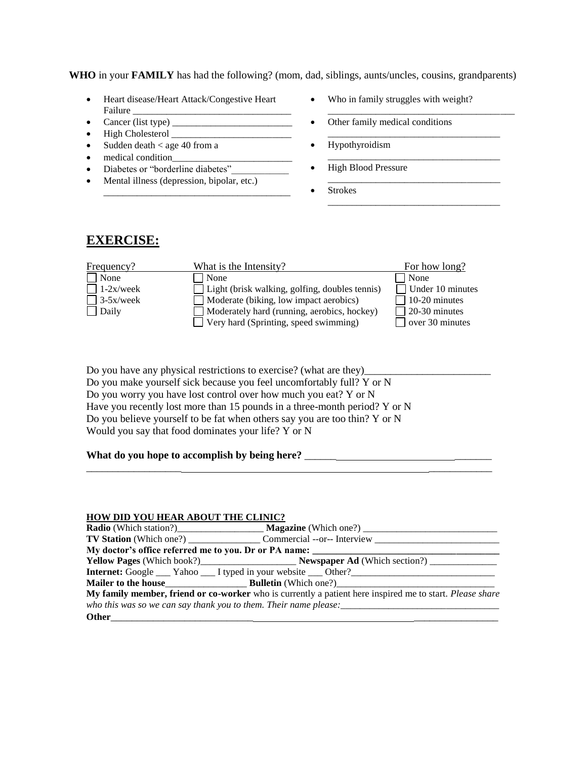**WHO** in your **FAMILY** has had the following? (mom, dad, siblings, aunts/uncles, cousins, grandparents)

- Heart disease/Heart Attack/Congestive Heart Failure ________________________________
- Cancer (list type) _________________________
- High Cholesterol _________________________
- Sudden death < age 40 from a
- medical condition_________________________
- Diabetes or "borderline diabetes"____________
- Mental illness (depression, bipolar, etc.) ________________________________________
- Who in family struggles with weight? ________________________________________
- Other family medical conditions ____________________________________
- Hypothyroidism ____________________________________
- High Blood Pressure ____________________________________
- Strokes ____________________________________

## EXERCISE:

| Frequency? | What is the Intensity? | For how long? |
|---|---|---|
| ☐ None | ☐ None | ☐ None |
| ☐ 1-2x/week | ☐ Light (brisk walking, golfing, doubles tennis) | ☐ Under 10 minutes |
| ☐ 3-5x/week | ☐ Moderate (biking, low impact aerobics) | ☐ 10-20 minutes |
| ☐ Daily | ☐ Moderately hard (running, aerobics, hockey) | ☐ 20-30 minutes |
| | ☐ Very hard (Sprinting, speed swimming) | ☐ over 30 minutes |

Do you have any physical restrictions to exercise? (what are they)________________________
Do you make yourself sick because you feel uncomfortably full? Y or N
Do you worry you have lost control over how much you eat? Y or N
Have you recently lost more than 15 pounds in a three-month period? Y or N
Do you believe yourself to be fat when others say you are too thin? Y or N
Would you say that food dominates your life? Y or N

**What do you hope to accomplish by being here?** ____________________________________
______________________________________________________________________________

**HOW DID YOU HEAR ABOUT THE CLINIC?**

**Radio** (Which station?)_________________ **Magazine** (Which one?) ___________________________
**TV Station** (Which one?) _______________ Commercial --or-- Interview _________________________
**My doctor's office referred me to you. Dr or PA name:** ______________________________________
**Yellow Pages** (Which book?)____________________ **Newspaper Ad** (Which section?) ______________
**Internet:** Google ___ Yahoo ___ I typed in your website ___ Other?______________________________
**Mailer to the house**_________________ **Bulletin** (Which one?)________________________________
**My family member, friend or co-worker** who is currently a patient here inspired me to start. *Please share who this was so we can say thank you to them. Their name please:*_________________________________
**Other**______________________________________________________________________________